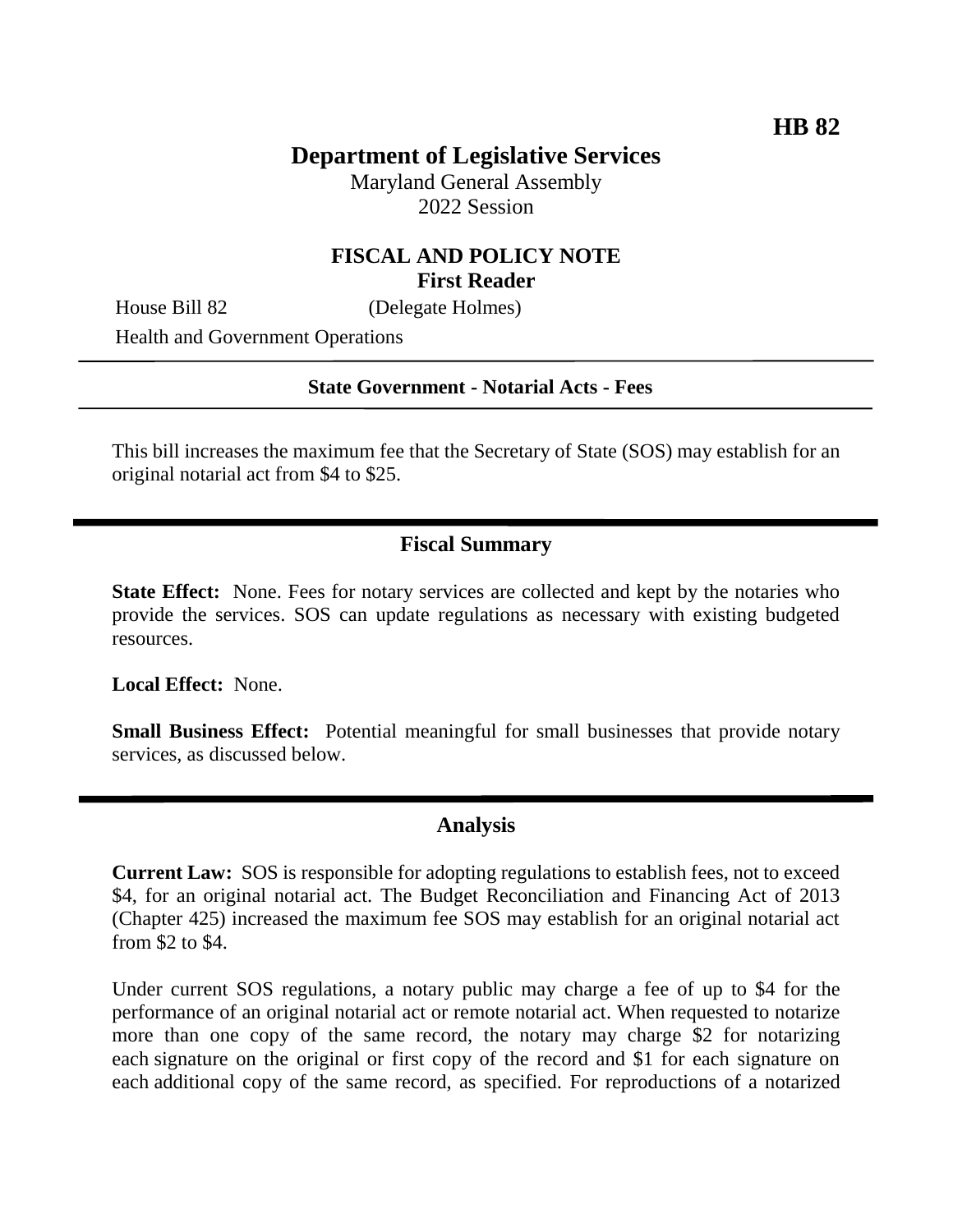**HB 82**

# Department of Legislative Services

Maryland General Assembly
2022 Session

## FISCAL AND POLICY NOTE
**First Reader**

House Bill 82 (Delegate Holmes)
Health and Government Operations

**State Government - Notarial Acts - Fees**

This bill increases the maximum fee that the Secretary of State (SOS) may establish for an original notarial act from $4 to $25.

## Fiscal Summary

**State Effect:** None. Fees for notary services are collected and kept by the notaries who provide the services. SOS can update regulations as necessary with existing budgeted resources.

**Local Effect:** None.

**Small Business Effect:** Potential meaningful for small businesses that provide notary services, as discussed below.

## Analysis

**Current Law:** SOS is responsible for adopting regulations to establish fees, not to exceed $4, for an original notarial act. The Budget Reconciliation and Financing Act of 2013 (Chapter 425) increased the maximum fee SOS may establish for an original notarial act from $2 to $4.

Under current SOS regulations, a notary public may charge a fee of up to $4 for the performance of an original notarial act or remote notarial act. When requested to notarize more than one copy of the same record, the notary may charge $2 for notarizing each signature on the original or first copy of the record and $1 for each signature on each additional copy of the same record, as specified. For reproductions of a notarized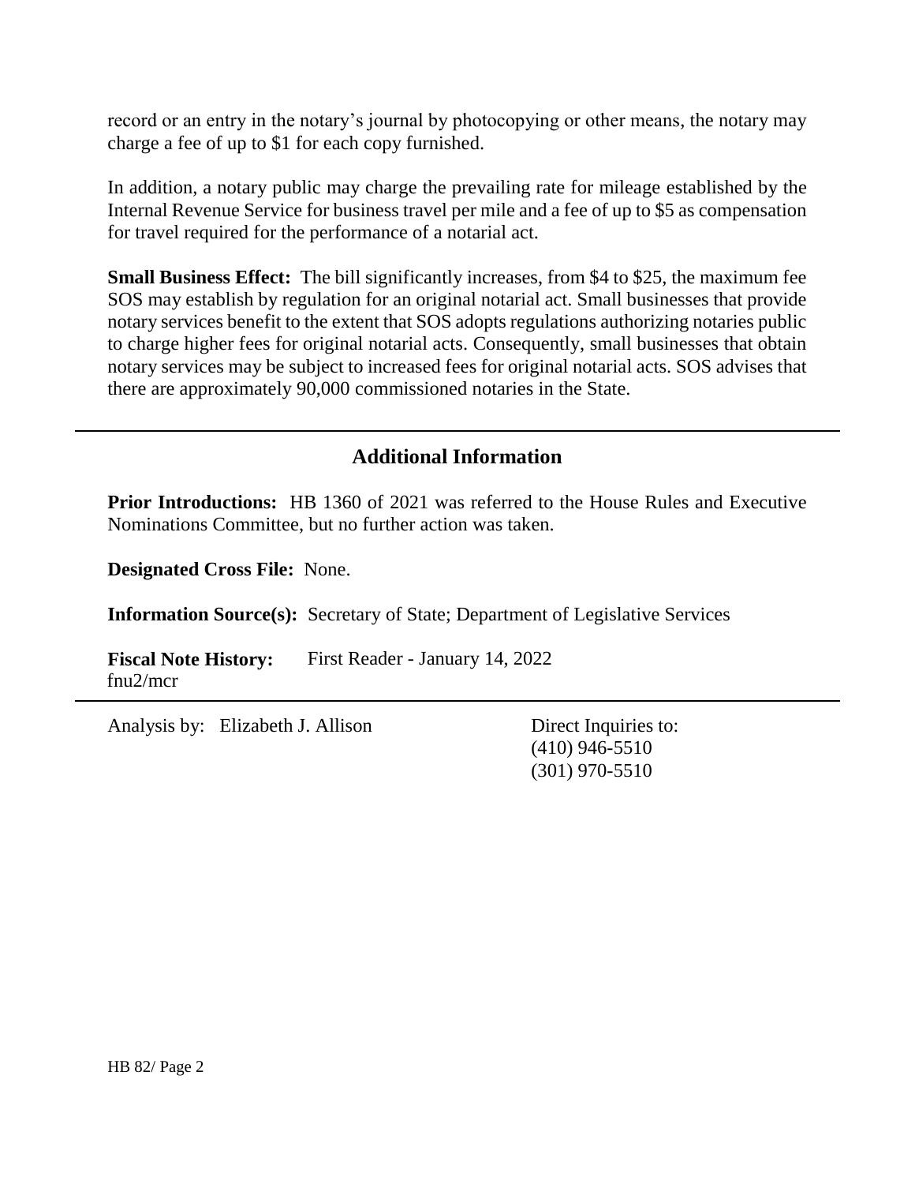record or an entry in the notary's journal by photocopying or other means, the notary may charge a fee of up to $1 for each copy furnished.

In addition, a notary public may charge the prevailing rate for mileage established by the Internal Revenue Service for business travel per mile and a fee of up to $5 as compensation for travel required for the performance of a notarial act.

**Small Business Effect:** The bill significantly increases, from $4 to $25, the maximum fee SOS may establish by regulation for an original notarial act. Small businesses that provide notary services benefit to the extent that SOS adopts regulations authorizing notaries public to charge higher fees for original notarial acts. Consequently, small businesses that obtain notary services may be subject to increased fees for original notarial acts. SOS advises that there are approximately 90,000 commissioned notaries in the State.

## Additional Information

**Prior Introductions:** HB 1360 of 2021 was referred to the House Rules and Executive Nominations Committee, but no further action was taken.

**Designated Cross File:** None.

**Information Source(s):** Secretary of State; Department of Legislative Services

**Fiscal Note History:** First Reader - January 14, 2022
fnu2/mcr

Analysis by: Elizabeth J. Allison

Direct Inquiries to:
(410) 946-5510
(301) 970-5510